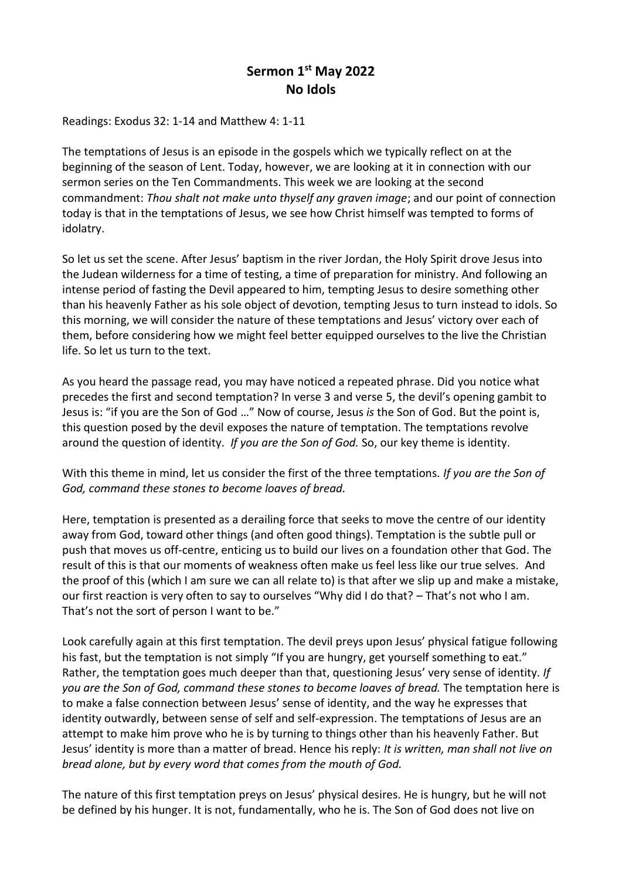# Sermon 1st May 2022
# No Idols

Readings: Exodus 32: 1-14 and Matthew 4: 1-11

The temptations of Jesus is an episode in the gospels which we typically reflect on at the beginning of the season of Lent. Today, however, we are looking at it in connection with our sermon series on the Ten Commandments. This week we are looking at the second commandment: *Thou shalt not make unto thyself any graven image*; and our point of connection today is that in the temptations of Jesus, we see how Christ himself was tempted to forms of idolatry.

So let us set the scene. After Jesus' baptism in the river Jordan, the Holy Spirit drove Jesus into the Judean wilderness for a time of testing, a time of preparation for ministry. And following an intense period of fasting the Devil appeared to him, tempting Jesus to desire something other than his heavenly Father as his sole object of devotion, tempting Jesus to turn instead to idols. So this morning, we will consider the nature of these temptations and Jesus' victory over each of them, before considering how we might feel better equipped ourselves to the live the Christian life. So let us turn to the text.

As you heard the passage read, you may have noticed a repeated phrase. Did you notice what precedes the first and second temptation? In verse 3 and verse 5, the devil's opening gambit to Jesus is: "if you are the Son of God …" Now of course, Jesus *is* the Son of God. But the point is, this question posed by the devil exposes the nature of temptation. The temptations revolve around the question of identity. *If you are the Son of God.* So, our key theme is identity.

With this theme in mind, let us consider the first of the three temptations. *If you are the Son of God, command these stones to become loaves of bread.*

Here, temptation is presented as a derailing force that seeks to move the centre of our identity away from God, toward other things (and often good things). Temptation is the subtle pull or push that moves us off-centre, enticing us to build our lives on a foundation other that God. The result of this is that our moments of weakness often make us feel less like our true selves. And the proof of this (which I am sure we can all relate to) is that after we slip up and make a mistake, our first reaction is very often to say to ourselves "Why did I do that? – That's not who I am. That's not the sort of person I want to be."

Look carefully again at this first temptation. The devil preys upon Jesus' physical fatigue following his fast, but the temptation is not simply "If you are hungry, get yourself something to eat." Rather, the temptation goes much deeper than that, questioning Jesus' very sense of identity. *If you are the Son of God, command these stones to become loaves of bread.* The temptation here is to make a false connection between Jesus' sense of identity, and the way he expresses that identity outwardly, between sense of self and self-expression. The temptations of Jesus are an attempt to make him prove who he is by turning to things other than his heavenly Father. But Jesus' identity is more than a matter of bread. Hence his reply: *It is written, man shall not live on bread alone, but by every word that comes from the mouth of God.*

The nature of this first temptation preys on Jesus' physical desires. He is hungry, but he will not be defined by his hunger. It is not, fundamentally, who he is. The Son of God does not live on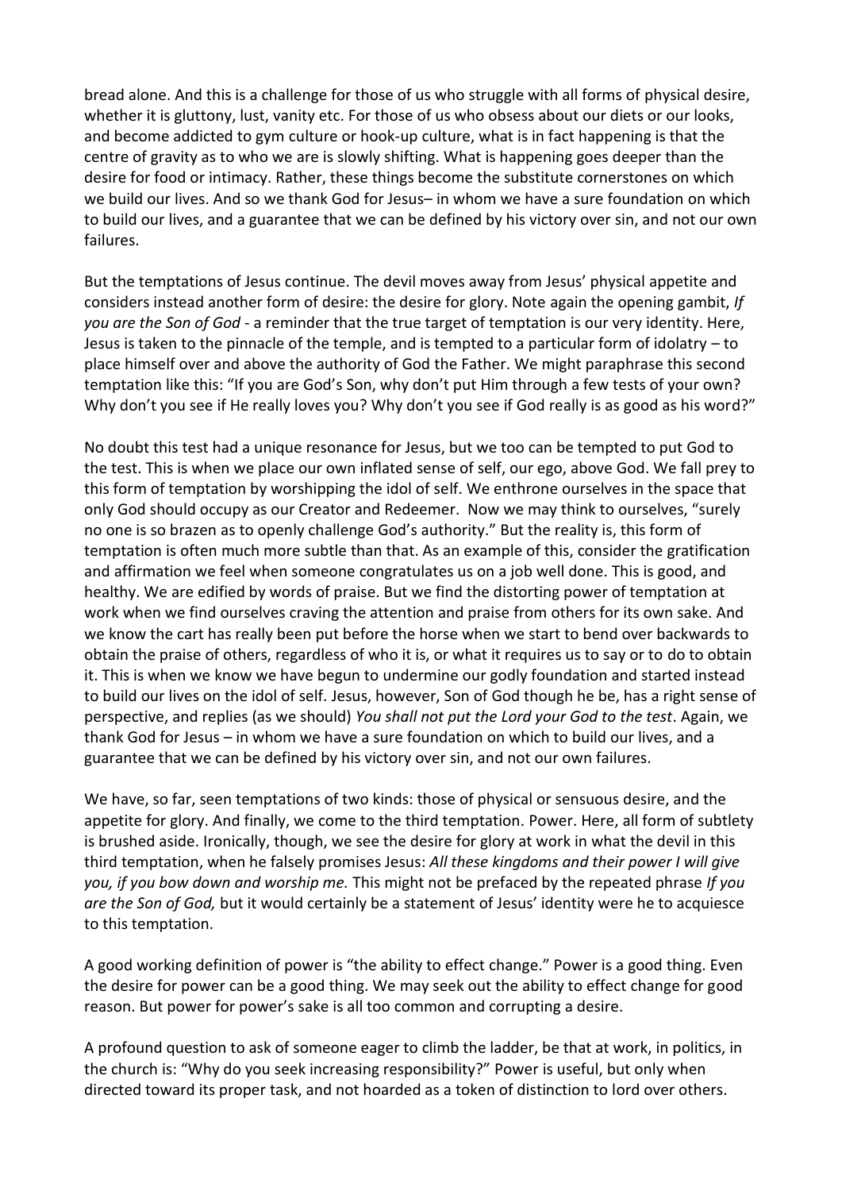bread alone. And this is a challenge for those of us who struggle with all forms of physical desire, whether it is gluttony, lust, vanity etc. For those of us who obsess about our diets or our looks, and become addicted to gym culture or hook-up culture, what is in fact happening is that the centre of gravity as to who we are is slowly shifting. What is happening goes deeper than the desire for food or intimacy. Rather, these things become the substitute cornerstones on which we build our lives. And so we thank God for Jesus– in whom we have a sure foundation on which to build our lives, and a guarantee that we can be defined by his victory over sin, and not our own failures.

But the temptations of Jesus continue. The devil moves away from Jesus' physical appetite and considers instead another form of desire: the desire for glory. Note again the opening gambit, *If you are the Son of God* - a reminder that the true target of temptation is our very identity. Here, Jesus is taken to the pinnacle of the temple, and is tempted to a particular form of idolatry – to place himself over and above the authority of God the Father. We might paraphrase this second temptation like this: "If you are God's Son, why don't put Him through a few tests of your own? Why don't you see if He really loves you? Why don't you see if God really is as good as his word?"

No doubt this test had a unique resonance for Jesus, but we too can be tempted to put God to the test. This is when we place our own inflated sense of self, our ego, above God. We fall prey to this form of temptation by worshipping the idol of self. We enthrone ourselves in the space that only God should occupy as our Creator and Redeemer. Now we may think to ourselves, "surely no one is so brazen as to openly challenge God's authority." But the reality is, this form of temptation is often much more subtle than that. As an example of this, consider the gratification and affirmation we feel when someone congratulates us on a job well done. This is good, and healthy. We are edified by words of praise. But we find the distorting power of temptation at work when we find ourselves craving the attention and praise from others for its own sake. And we know the cart has really been put before the horse when we start to bend over backwards to obtain the praise of others, regardless of who it is, or what it requires us to say or to do to obtain it. This is when we know we have begun to undermine our godly foundation and started instead to build our lives on the idol of self. Jesus, however, Son of God though he be, has a right sense of perspective, and replies (as we should) *You shall not put the Lord your God to the test*. Again, we thank God for Jesus – in whom we have a sure foundation on which to build our lives, and a guarantee that we can be defined by his victory over sin, and not our own failures.

We have, so far, seen temptations of two kinds: those of physical or sensuous desire, and the appetite for glory. And finally, we come to the third temptation. Power. Here, all form of subtlety is brushed aside. Ironically, though, we see the desire for glory at work in what the devil in this third temptation, when he falsely promises Jesus: *All these kingdoms and their power I will give you, if you bow down and worship me.* This might not be prefaced by the repeated phrase *If you are the Son of God,* but it would certainly be a statement of Jesus' identity were he to acquiesce to this temptation.

A good working definition of power is "the ability to effect change." Power is a good thing. Even the desire for power can be a good thing. We may seek out the ability to effect change for good reason. But power for power's sake is all too common and corrupting a desire.

A profound question to ask of someone eager to climb the ladder, be that at work, in politics, in the church is: "Why do you seek increasing responsibility?" Power is useful, but only when directed toward its proper task, and not hoarded as a token of distinction to lord over others.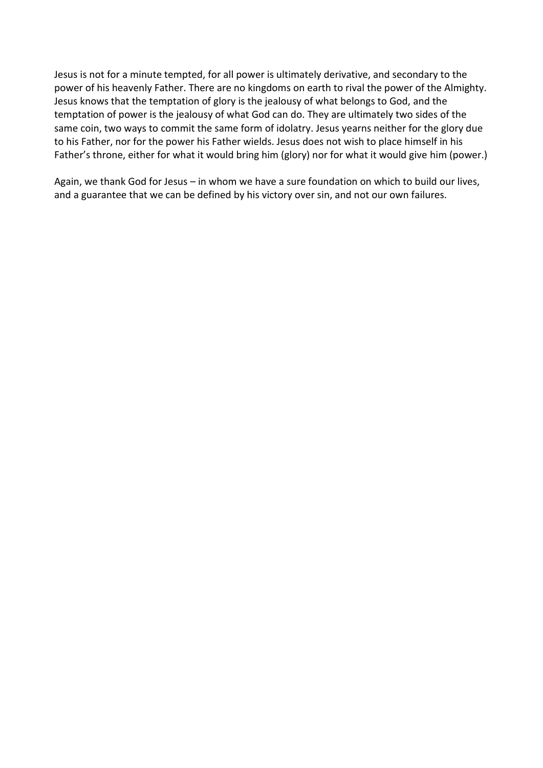Jesus is not for a minute tempted, for all power is ultimately derivative, and secondary to the power of his heavenly Father. There are no kingdoms on earth to rival the power of the Almighty. Jesus knows that the temptation of glory is the jealousy of what belongs to God, and the temptation of power is the jealousy of what God can do. They are ultimately two sides of the same coin, two ways to commit the same form of idolatry. Jesus yearns neither for the glory due to his Father, nor for the power his Father wields. Jesus does not wish to place himself in his Father's throne, either for what it would bring him (glory) nor for what it would give him (power.)

Again, we thank God for Jesus – in whom we have a sure foundation on which to build our lives, and a guarantee that we can be defined by his victory over sin, and not our own failures.